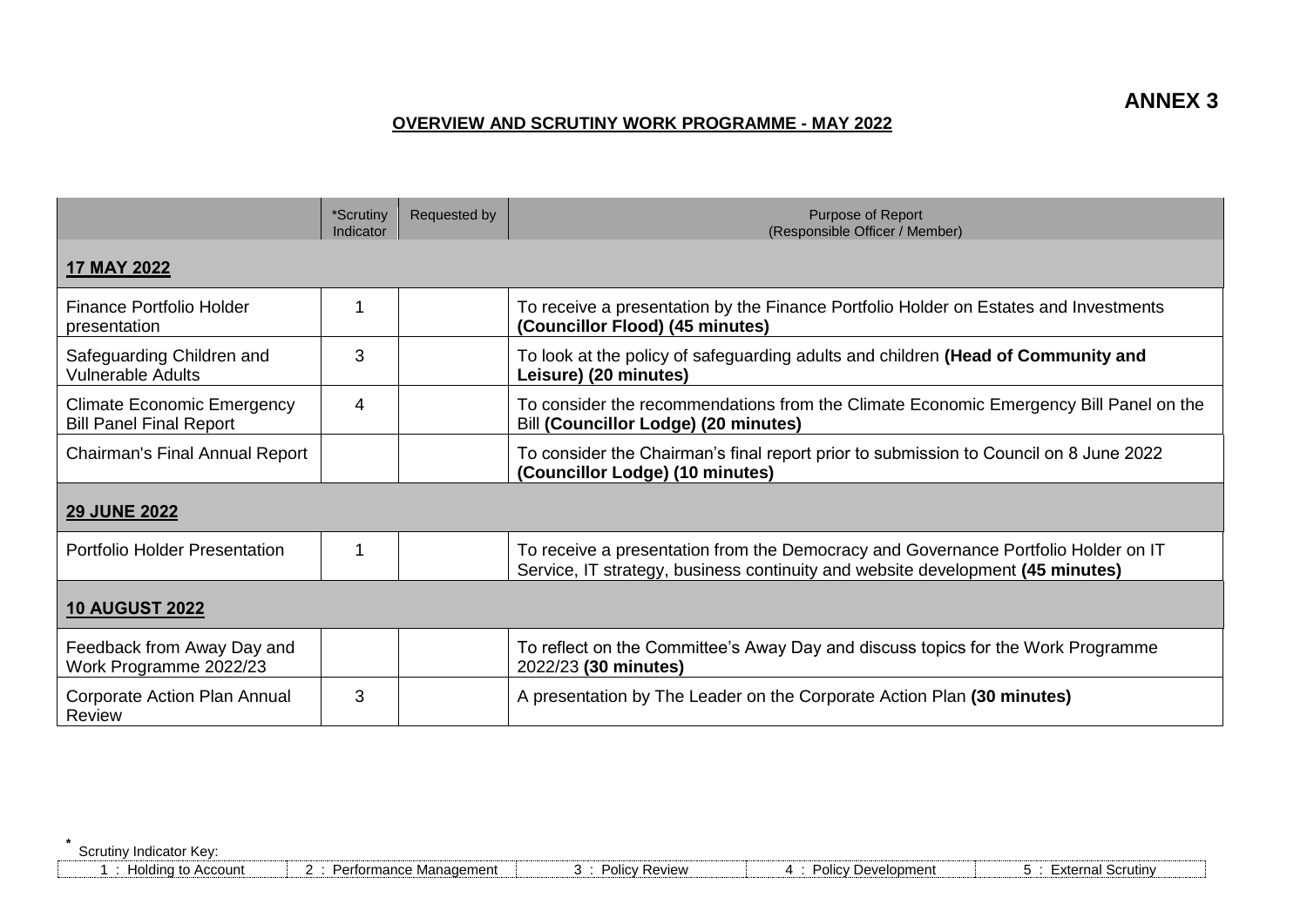**ANNEX 3**

# OVERVIEW AND SCRUTINY WORK PROGRAMME - MAY 2022

| | *Scrutiny Indicator | Requested by | Purpose of Report (Responsible Officer / Member) |
|---|---|---|---|
| **17 MAY 2022** | | | |
| Finance Portfolio Holder presentation | 1 | | To receive a presentation by the Finance Portfolio Holder on Estates and Investments **(Councillor Flood) (45 minutes)** |
| Safeguarding Children and Vulnerable Adults | 3 | | To look at the policy of safeguarding adults and children **(Head of Community and Leisure) (20 minutes)** |
| Climate Economic Emergency Bill Panel Final Report | 4 | | To consider the recommendations from the Climate Economic Emergency Bill Panel on the Bill **(Councillor Lodge) (20 minutes)** |
| Chairman's Final Annual Report | | | To consider the Chairman's final report prior to submission to Council on 8 June 2022 **(Councillor Lodge) (10 minutes)** |
| **29 JUNE 2022** | | | |
| Portfolio Holder Presentation | 1 | | To receive a presentation from the Democracy and Governance Portfolio Holder on IT Service, IT strategy, business continuity and website development **(45 minutes)** |
| **10 AUGUST 2022** | | | |
| Feedback from Away Day and Work Programme 2022/23 | | | To reflect on the Committee's Away Day and discuss topics for the Work Programme 2022/23 **(30 minutes)** |
| Corporate Action Plan Annual Review | 3 | | A presentation by The Leader on the Corporate Action Plan **(30 minutes)** |

* Scrutiny Indicator Key:

| 1 : Holding to Account | 2 : Performance Management | 3 : Policy Review | 4 : Policy Development | 5 : External Scrutiny |
|---|---|---|---|---|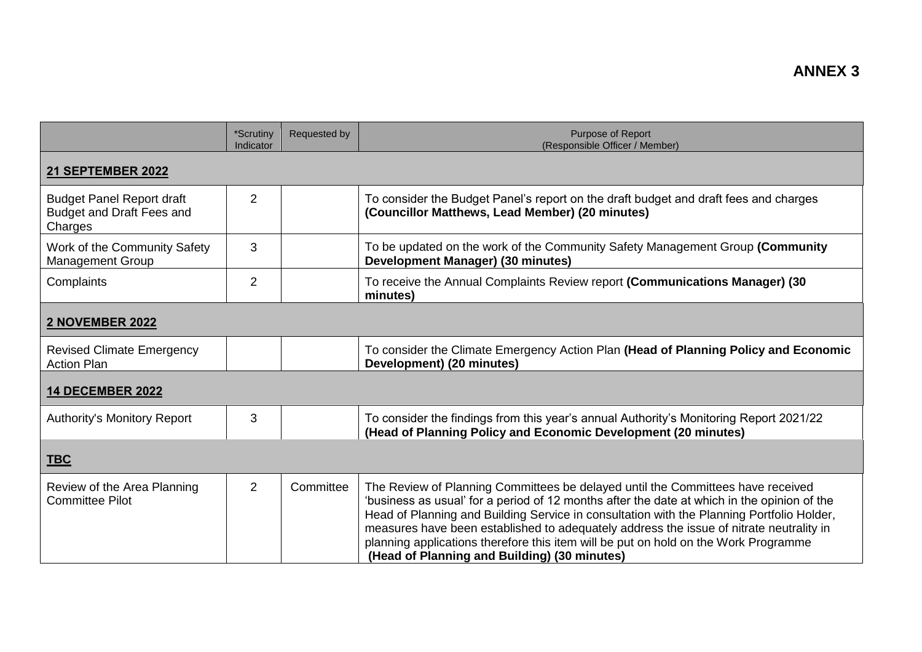# ANNEX 3

| | *Scrutiny Indicator | Requested by | Purpose of Report (Responsible Officer / Member) |
|---|---|---|---|
| **21 SEPTEMBER 2022** | | | |
| Budget Panel Report draft Budget and Draft Fees and Charges | 2 | | To consider the Budget Panel's report on the draft budget and draft fees and charges **(Councillor Matthews, Lead Member) (20 minutes)** |
| Work of the Community Safety Management Group | 3 | | To be updated on the work of the Community Safety Management Group **(Community Development Manager) (30 minutes)** |
| Complaints | 2 | | To receive the Annual Complaints Review report **(Communications Manager) (30 minutes)** |
| **2 NOVEMBER 2022** | | | |
| Revised Climate Emergency Action Plan | | | To consider the Climate Emergency Action Plan **(Head of Planning Policy and Economic Development) (20 minutes)** |
| **14 DECEMBER 2022** | | | |
| Authority's Monitory Report | 3 | | To consider the findings from this year's annual Authority's Monitoring Report 2021/22 **(Head of Planning Policy and Economic Development (20 minutes)** |
| **TBC** | | | |
| Review of the Area Planning Committee Pilot | 2 | Committee | The Review of Planning Committees be delayed until the Committees have received 'business as usual' for a period of 12 months after the date at which in the opinion of the Head of Planning and Building Service in consultation with the Planning Portfolio Holder, measures have been established to adequately address the issue of nitrate neutrality in planning applications therefore this item will be put on hold on the Work Programme **(Head of Planning and Building) (30 minutes)** |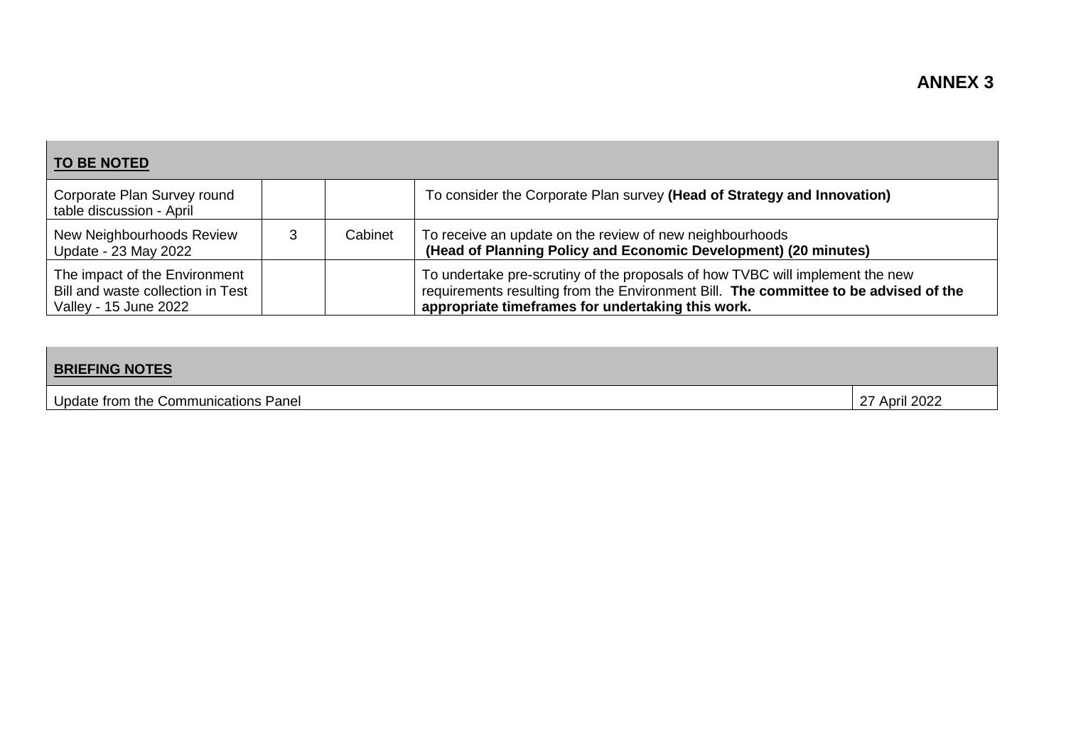**ANNEX 3**

| **TO BE NOTED** | | | |
|---|---|---|---|
| Corporate Plan Survey round table discussion - April | | | To consider the Corporate Plan survey **(Head of Strategy and Innovation)** |
| New Neighbourhoods Review Update - 23 May 2022 | 3 | Cabinet | To receive an update on the review of new neighbourhoods **(Head of Planning Policy and Economic Development) (20 minutes)** |
| The impact of the Environment Bill and waste collection in Test Valley - 15 June 2022 | | | To undertake pre-scrutiny of the proposals of how TVBC will implement the new requirements resulting from the Environment Bill. **The committee to be advised of the appropriate timeframes for undertaking this work.** |

| **BRIEFING NOTES** | |
|---|---|
| Update from the Communications Panel | 27 April 2022 |